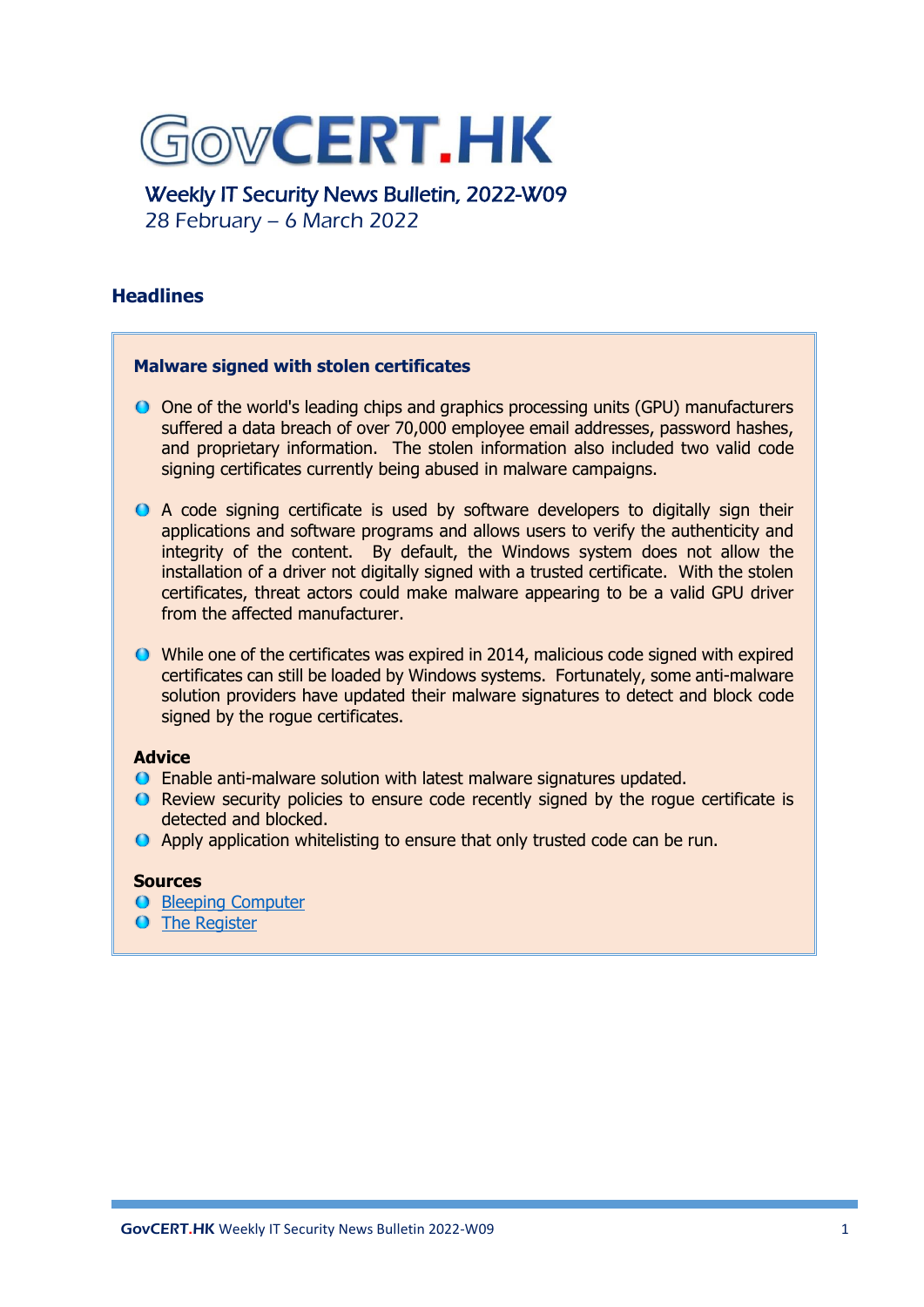# GovCERT.HK

## Weekly IT Security News Bulletin, 2022-W09

28 February – 6 March 2022

## Headlines

### Malware signed with stolen certificates

- One of the world's leading chips and graphics processing units (GPU) manufacturers suffered a data breach of over 70,000 employee email addresses, password hashes, and proprietary information. The stolen information also included two valid code signing certificates currently being abused in malware campaigns.
- A code signing certificate is used by software developers to digitally sign their applications and software programs and allows users to verify the authenticity and integrity of the content. By default, the Windows system does not allow the installation of a driver not digitally signed with a trusted certificate. With the stolen certificates, threat actors could make malware appearing to be a valid GPU driver from the affected manufacturer.
- While one of the certificates was expired in 2014, malicious code signed with expired certificates can still be loaded by Windows systems. Fortunately, some anti-malware solution providers have updated their malware signatures to detect and block code signed by the rogue certificates.

**Advice**

- Enable anti-malware solution with latest malware signatures updated.
- Review security policies to ensure code recently signed by the rogue certificate is detected and blocked.
- Apply application whitelisting to ensure that only trusted code can be run.

**Sources**

- Bleeping Computer
- The Register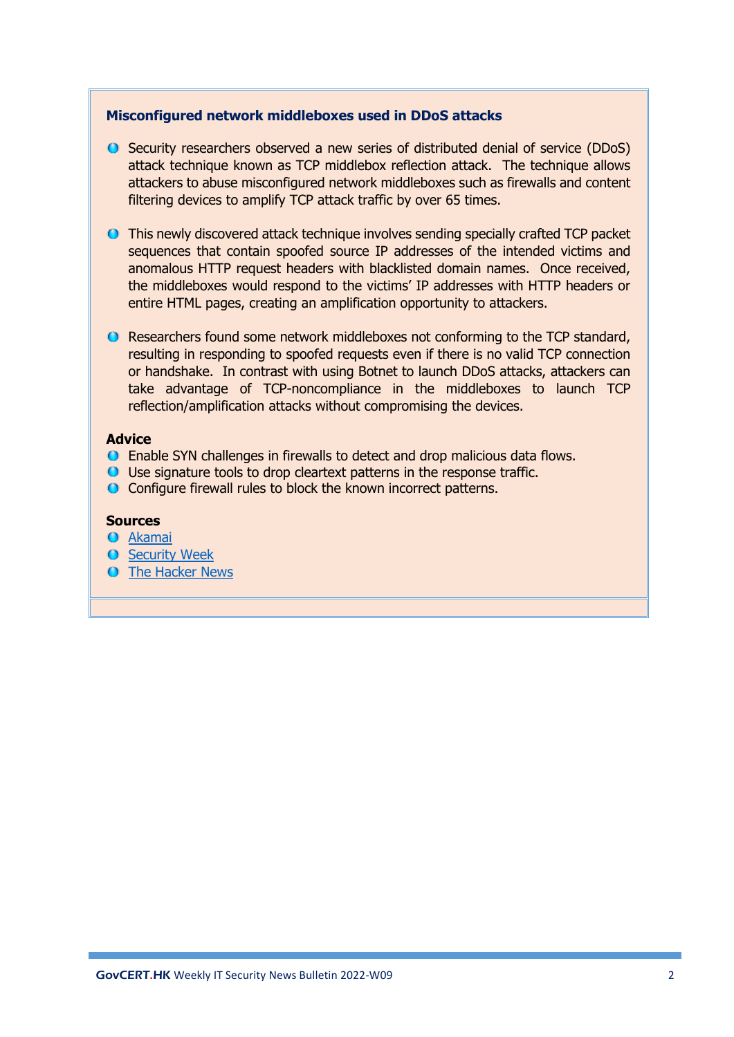## Misconfigured network middleboxes used in DDoS attacks

- Security researchers observed a new series of distributed denial of service (DDoS) attack technique known as TCP middlebox reflection attack. The technique allows attackers to abuse misconfigured network middleboxes such as firewalls and content filtering devices to amplify TCP attack traffic by over 65 times.

- This newly discovered attack technique involves sending specially crafted TCP packet sequences that contain spoofed source IP addresses of the intended victims and anomalous HTTP request headers with blacklisted domain names. Once received, the middleboxes would respond to the victims' IP addresses with HTTP headers or entire HTML pages, creating an amplification opportunity to attackers.

- Researchers found some network middleboxes not conforming to the TCP standard, resulting in responding to spoofed requests even if there is no valid TCP connection or handshake. In contrast with using Botnet to launch DDoS attacks, attackers can take advantage of TCP-noncompliance in the middleboxes to launch TCP reflection/amplification attacks without compromising the devices.

**Advice**

- Enable SYN challenges in firewalls to detect and drop malicious data flows.
- Use signature tools to drop cleartext patterns in the response traffic.
- Configure firewall rules to block the known incorrect patterns.

**Sources**

- Akamai
- Security Week
- The Hacker News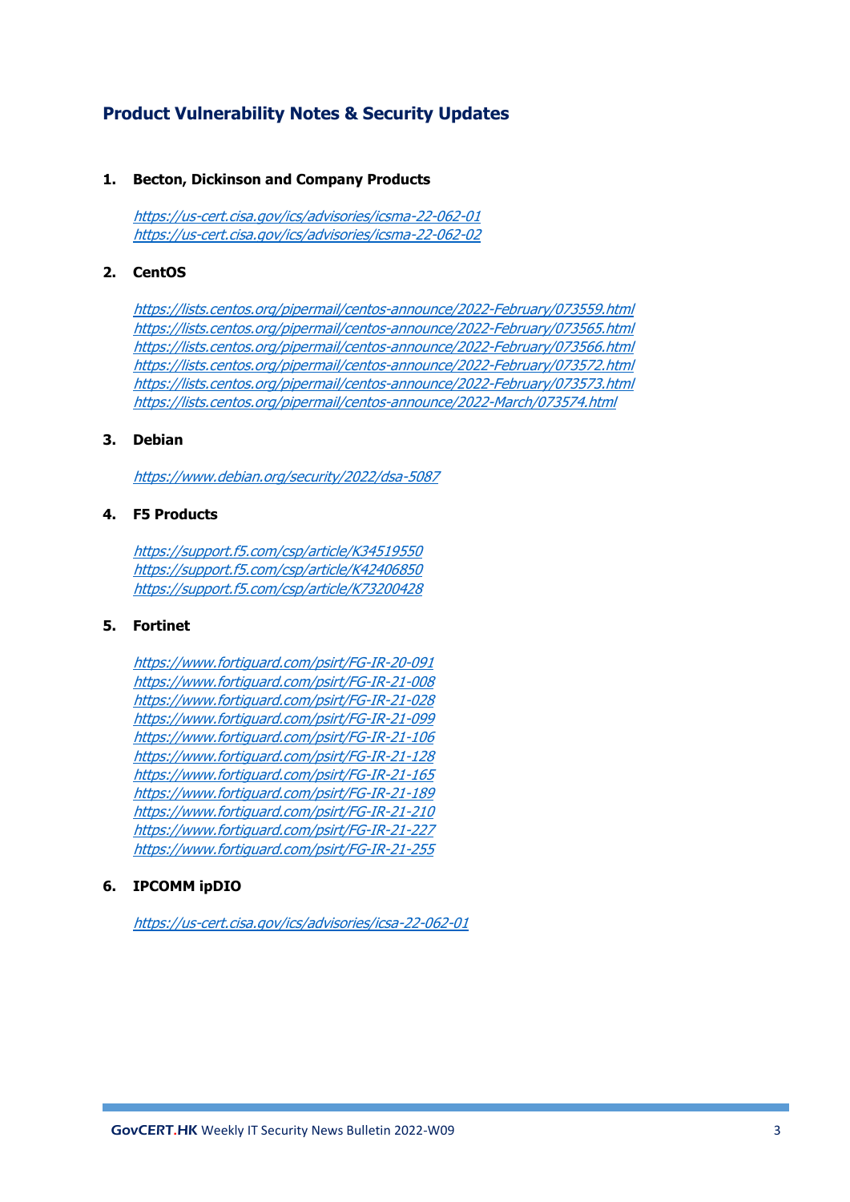## Product Vulnerability Notes & Security Updates

1. **Becton, Dickinson and Company Products**

   *https://us-cert.cisa.gov/ics/advisories/icsma-22-062-01*
   *https://us-cert.cisa.gov/ics/advisories/icsma-22-062-02*

2. **CentOS**

   *https://lists.centos.org/pipermail/centos-announce/2022-February/073559.html*
   *https://lists.centos.org/pipermail/centos-announce/2022-February/073565.html*
   *https://lists.centos.org/pipermail/centos-announce/2022-February/073566.html*
   *https://lists.centos.org/pipermail/centos-announce/2022-February/073572.html*
   *https://lists.centos.org/pipermail/centos-announce/2022-February/073573.html*
   *https://lists.centos.org/pipermail/centos-announce/2022-March/073574.html*

3. **Debian**

   *https://www.debian.org/security/2022/dsa-5087*

4. **F5 Products**

   *https://support.f5.com/csp/article/K34519550*
   *https://support.f5.com/csp/article/K42406850*
   *https://support.f5.com/csp/article/K73200428*

5. **Fortinet**

   *https://www.fortiguard.com/psirt/FG-IR-20-091*
   *https://www.fortiguard.com/psirt/FG-IR-21-008*
   *https://www.fortiguard.com/psirt/FG-IR-21-028*
   *https://www.fortiguard.com/psirt/FG-IR-21-099*
   *https://www.fortiguard.com/psirt/FG-IR-21-106*
   *https://www.fortiguard.com/psirt/FG-IR-21-128*
   *https://www.fortiguard.com/psirt/FG-IR-21-165*
   *https://www.fortiguard.com/psirt/FG-IR-21-189*
   *https://www.fortiguard.com/psirt/FG-IR-21-210*
   *https://www.fortiguard.com/psirt/FG-IR-21-227*
   *https://www.fortiguard.com/psirt/FG-IR-21-255*

6. **IPCOMM ipDIO**

   *https://us-cert.cisa.gov/ics/advisories/icsa-22-062-01*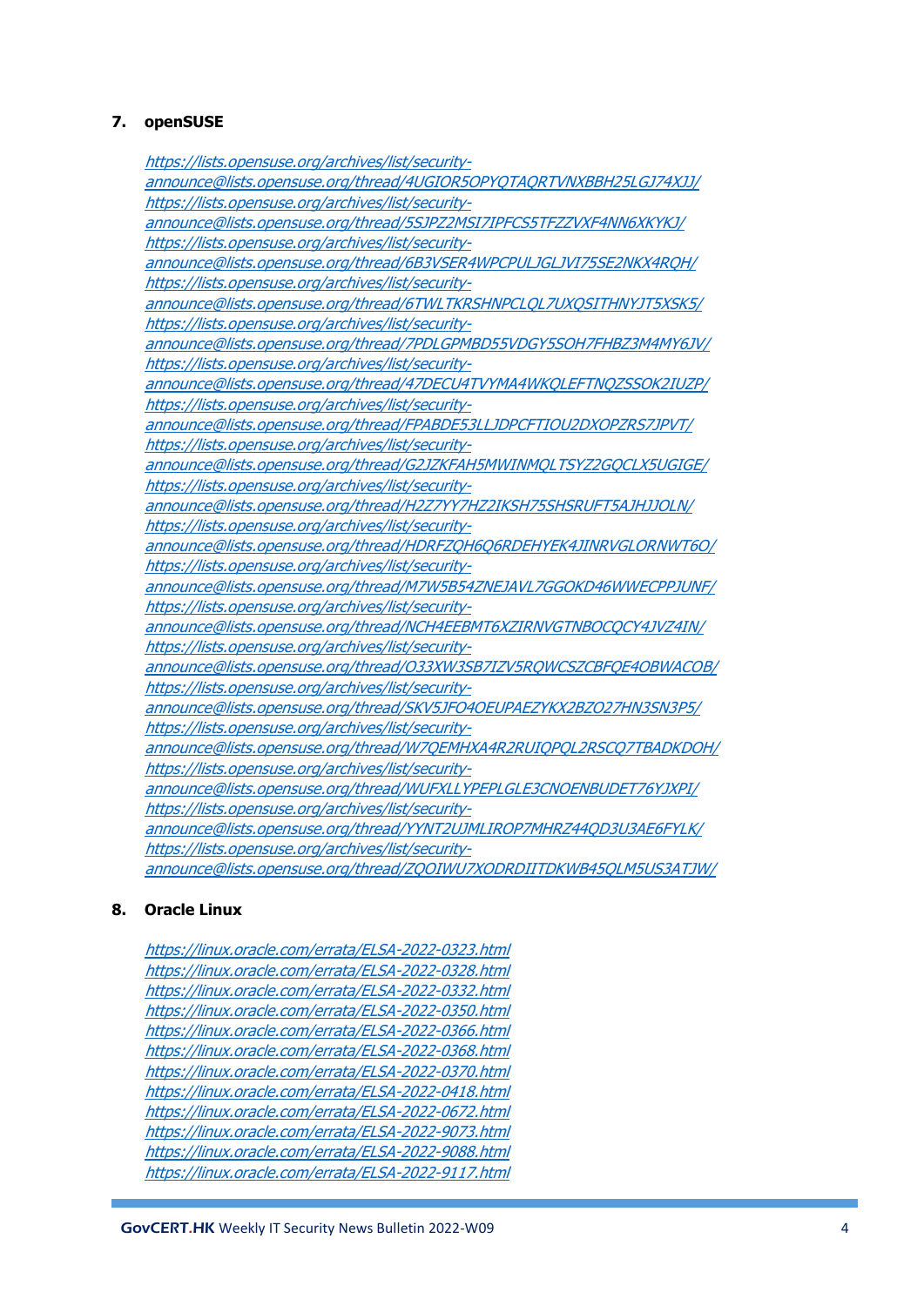## 7. openSUSE

https://lists.opensuse.org/archives/list/security-announce@lists.opensuse.org/thread/4UGIOR5OPYQTAQRTVNXBBH25LGJ74XJJ/
https://lists.opensuse.org/archives/list/security-announce@lists.opensuse.org/thread/5SJPZ2MSI7IPFCS5TFZZVXF4NN6XKYKJ/
https://lists.opensuse.org/archives/list/security-announce@lists.opensuse.org/thread/6B3VSER4WPCPULJGLJVI75SE2NKX4RQH/
https://lists.opensuse.org/archives/list/security-announce@lists.opensuse.org/thread/6TWLTKRSHNPCLQL7UXQSITHNYJT5XSK5/
https://lists.opensuse.org/archives/list/security-announce@lists.opensuse.org/thread/7PDLGPMBD55VDGY5SOH7FHBZ3M4MY6JV/
https://lists.opensuse.org/archives/list/security-announce@lists.opensuse.org/thread/47DECU4TVYMA4WKQLEFTNQZSSOK2IUZP/
https://lists.opensuse.org/archives/list/security-announce@lists.opensuse.org/thread/FPABDE53LLJDPCFTIOU2DXOPZRS7JPVT/
https://lists.opensuse.org/archives/list/security-announce@lists.opensuse.org/thread/G2JZKFAH5MWINMQLTSYZ2GQCLX5UGIGE/
https://lists.opensuse.org/archives/list/security-announce@lists.opensuse.org/thread/H2Z7YY7HZ2IKSH75SHSRUFT5AJHJJOLN/
https://lists.opensuse.org/archives/list/security-announce@lists.opensuse.org/thread/HDRFZQH6Q6RDEHYEK4JINRVGLORNWT6O/
https://lists.opensuse.org/archives/list/security-announce@lists.opensuse.org/thread/M7W5B54ZNEJAVL7GGOKD46WWECPPJUNF/
https://lists.opensuse.org/archives/list/security-announce@lists.opensuse.org/thread/NCH4EEBMT6XZIRNVGTNBOCQCY4JVZ4IN/
https://lists.opensuse.org/archives/list/security-announce@lists.opensuse.org/thread/O33XW3SB7IZV5RQWCSZCBFQE4OBWACOB/
https://lists.opensuse.org/archives/list/security-announce@lists.opensuse.org/thread/SKV5JFO4OEUPAEZYKX2BZO27HN3SN3P5/
https://lists.opensuse.org/archives/list/security-announce@lists.opensuse.org/thread/W7QEMHXA4R2RUIQPQL2RSCQ7TBADKDOH/
https://lists.opensuse.org/archives/list/security-announce@lists.opensuse.org/thread/WUFXLLYPEPLGLE3CNOENBUDET76YJXPI/
https://lists.opensuse.org/archives/list/security-announce@lists.opensuse.org/thread/YYNT2UJMLIROP7MHRZ44QD3U3AE6FYLK/
https://lists.opensuse.org/archives/list/security-announce@lists.opensuse.org/thread/ZQOIWU7XODRDIITDKWB45QLM5US3ATJW/

## 8. Oracle Linux

https://linux.oracle.com/errata/ELSA-2022-0323.html
https://linux.oracle.com/errata/ELSA-2022-0328.html
https://linux.oracle.com/errata/ELSA-2022-0332.html
https://linux.oracle.com/errata/ELSA-2022-0350.html
https://linux.oracle.com/errata/ELSA-2022-0366.html
https://linux.oracle.com/errata/ELSA-2022-0368.html
https://linux.oracle.com/errata/ELSA-2022-0370.html
https://linux.oracle.com/errata/ELSA-2022-0418.html
https://linux.oracle.com/errata/ELSA-2022-0672.html
https://linux.oracle.com/errata/ELSA-2022-9073.html
https://linux.oracle.com/errata/ELSA-2022-9088.html
https://linux.oracle.com/errata/ELSA-2022-9117.html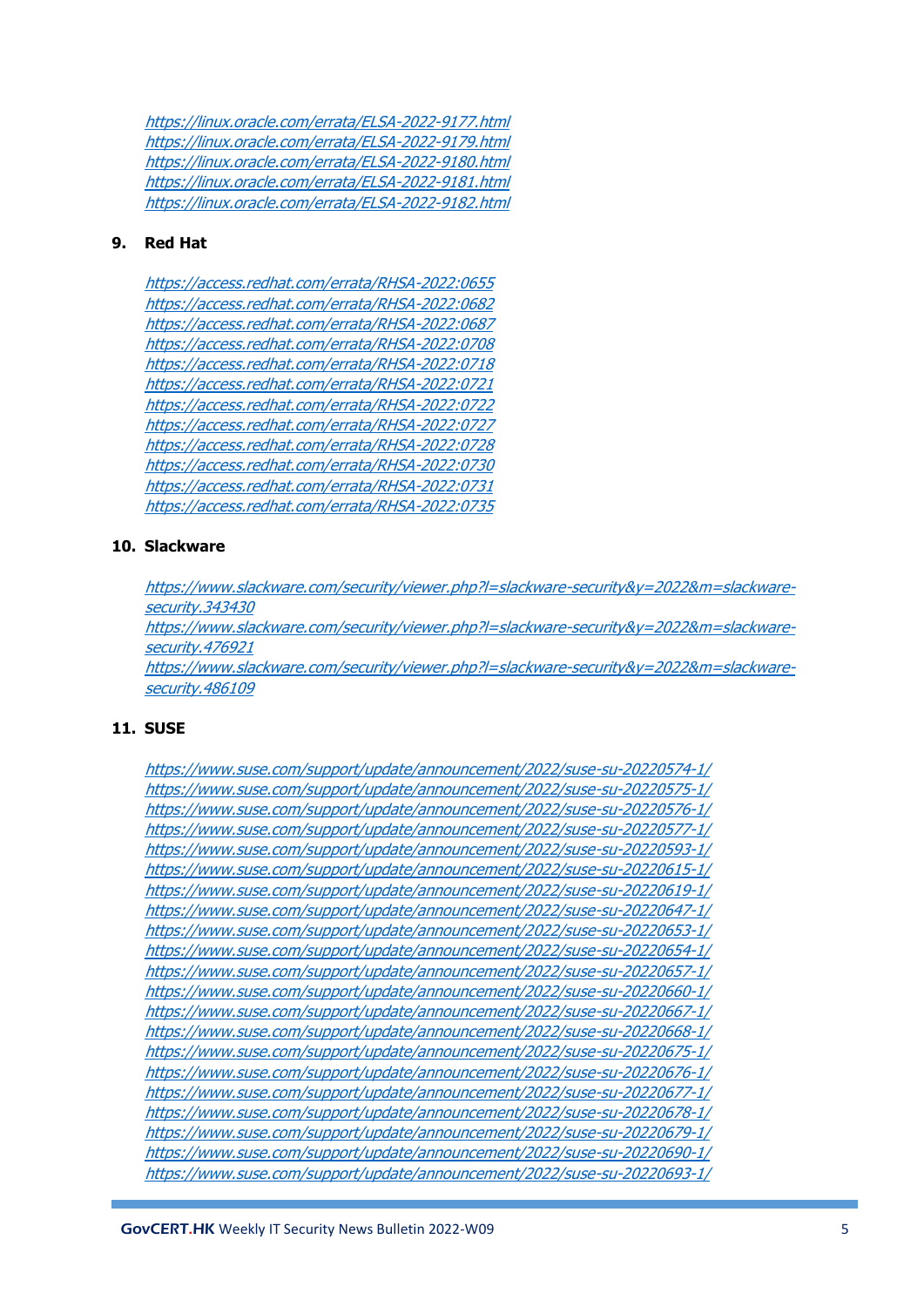https://linux.oracle.com/errata/ELSA-2022-9177.html
https://linux.oracle.com/errata/ELSA-2022-9179.html
https://linux.oracle.com/errata/ELSA-2022-9180.html
https://linux.oracle.com/errata/ELSA-2022-9181.html
https://linux.oracle.com/errata/ELSA-2022-9182.html

### 9. Red Hat

https://access.redhat.com/errata/RHSA-2022:0655
https://access.redhat.com/errata/RHSA-2022:0682
https://access.redhat.com/errata/RHSA-2022:0687
https://access.redhat.com/errata/RHSA-2022:0708
https://access.redhat.com/errata/RHSA-2022:0718
https://access.redhat.com/errata/RHSA-2022:0721
https://access.redhat.com/errata/RHSA-2022:0722
https://access.redhat.com/errata/RHSA-2022:0727
https://access.redhat.com/errata/RHSA-2022:0728
https://access.redhat.com/errata/RHSA-2022:0730
https://access.redhat.com/errata/RHSA-2022:0731
https://access.redhat.com/errata/RHSA-2022:0735

### 10. Slackware

https://www.slackware.com/security/viewer.php?l=slackware-security&y=2022&m=slackware-security.343430
https://www.slackware.com/security/viewer.php?l=slackware-security&y=2022&m=slackware-security.476921
https://www.slackware.com/security/viewer.php?l=slackware-security&y=2022&m=slackware-security.486109

### 11. SUSE

https://www.suse.com/support/update/announcement/2022/suse-su-20220574-1/
https://www.suse.com/support/update/announcement/2022/suse-su-20220575-1/
https://www.suse.com/support/update/announcement/2022/suse-su-20220576-1/
https://www.suse.com/support/update/announcement/2022/suse-su-20220577-1/
https://www.suse.com/support/update/announcement/2022/suse-su-20220593-1/
https://www.suse.com/support/update/announcement/2022/suse-su-20220615-1/
https://www.suse.com/support/update/announcement/2022/suse-su-20220619-1/
https://www.suse.com/support/update/announcement/2022/suse-su-20220647-1/
https://www.suse.com/support/update/announcement/2022/suse-su-20220653-1/
https://www.suse.com/support/update/announcement/2022/suse-su-20220654-1/
https://www.suse.com/support/update/announcement/2022/suse-su-20220657-1/
https://www.suse.com/support/update/announcement/2022/suse-su-20220660-1/
https://www.suse.com/support/update/announcement/2022/suse-su-20220667-1/
https://www.suse.com/support/update/announcement/2022/suse-su-20220668-1/
https://www.suse.com/support/update/announcement/2022/suse-su-20220675-1/
https://www.suse.com/support/update/announcement/2022/suse-su-20220676-1/
https://www.suse.com/support/update/announcement/2022/suse-su-20220677-1/
https://www.suse.com/support/update/announcement/2022/suse-su-20220678-1/
https://www.suse.com/support/update/announcement/2022/suse-su-20220679-1/
https://www.suse.com/support/update/announcement/2022/suse-su-20220690-1/
https://www.suse.com/support/update/announcement/2022/suse-su-20220693-1/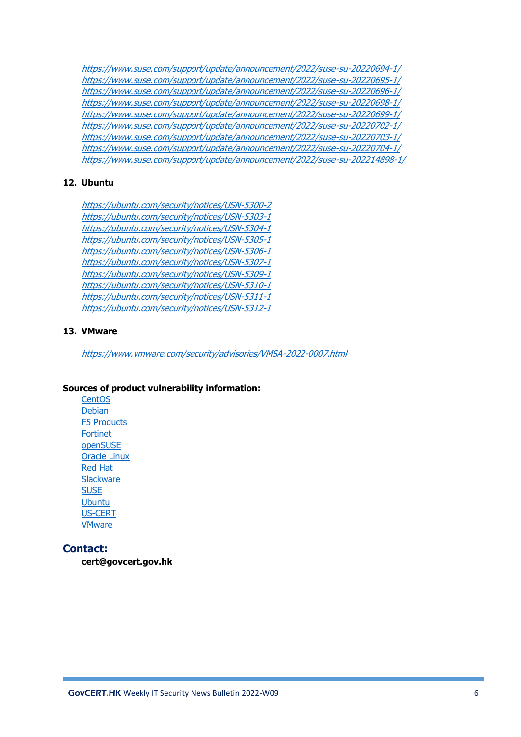*https://www.suse.com/support/update/announcement/2022/suse-su-20220694-1/*
*https://www.suse.com/support/update/announcement/2022/suse-su-20220695-1/*
*https://www.suse.com/support/update/announcement/2022/suse-su-20220696-1/*
*https://www.suse.com/support/update/announcement/2022/suse-su-20220698-1/*
*https://www.suse.com/support/update/announcement/2022/suse-su-20220699-1/*
*https://www.suse.com/support/update/announcement/2022/suse-su-20220702-1/*
*https://www.suse.com/support/update/announcement/2022/suse-su-20220703-1/*
*https://www.suse.com/support/update/announcement/2022/suse-su-20220704-1/*
*https://www.suse.com/support/update/announcement/2022/suse-su-202214898-1/*

**12. Ubuntu**

*https://ubuntu.com/security/notices/USN-5300-2*
*https://ubuntu.com/security/notices/USN-5303-1*
*https://ubuntu.com/security/notices/USN-5304-1*
*https://ubuntu.com/security/notices/USN-5305-1*
*https://ubuntu.com/security/notices/USN-5306-1*
*https://ubuntu.com/security/notices/USN-5307-1*
*https://ubuntu.com/security/notices/USN-5309-1*
*https://ubuntu.com/security/notices/USN-5310-1*
*https://ubuntu.com/security/notices/USN-5311-1*
*https://ubuntu.com/security/notices/USN-5312-1*

**13. VMware**

*https://www.vmware.com/security/advisories/VMSA-2022-0007.html*

**Sources of product vulnerability information:**

CentOS
Debian
F5 Products
Fortinet
openSUSE
Oracle Linux
Red Hat
Slackware
SUSE
Ubuntu
US-CERT
VMware

## Contact:

**cert@govcert.gov.hk**